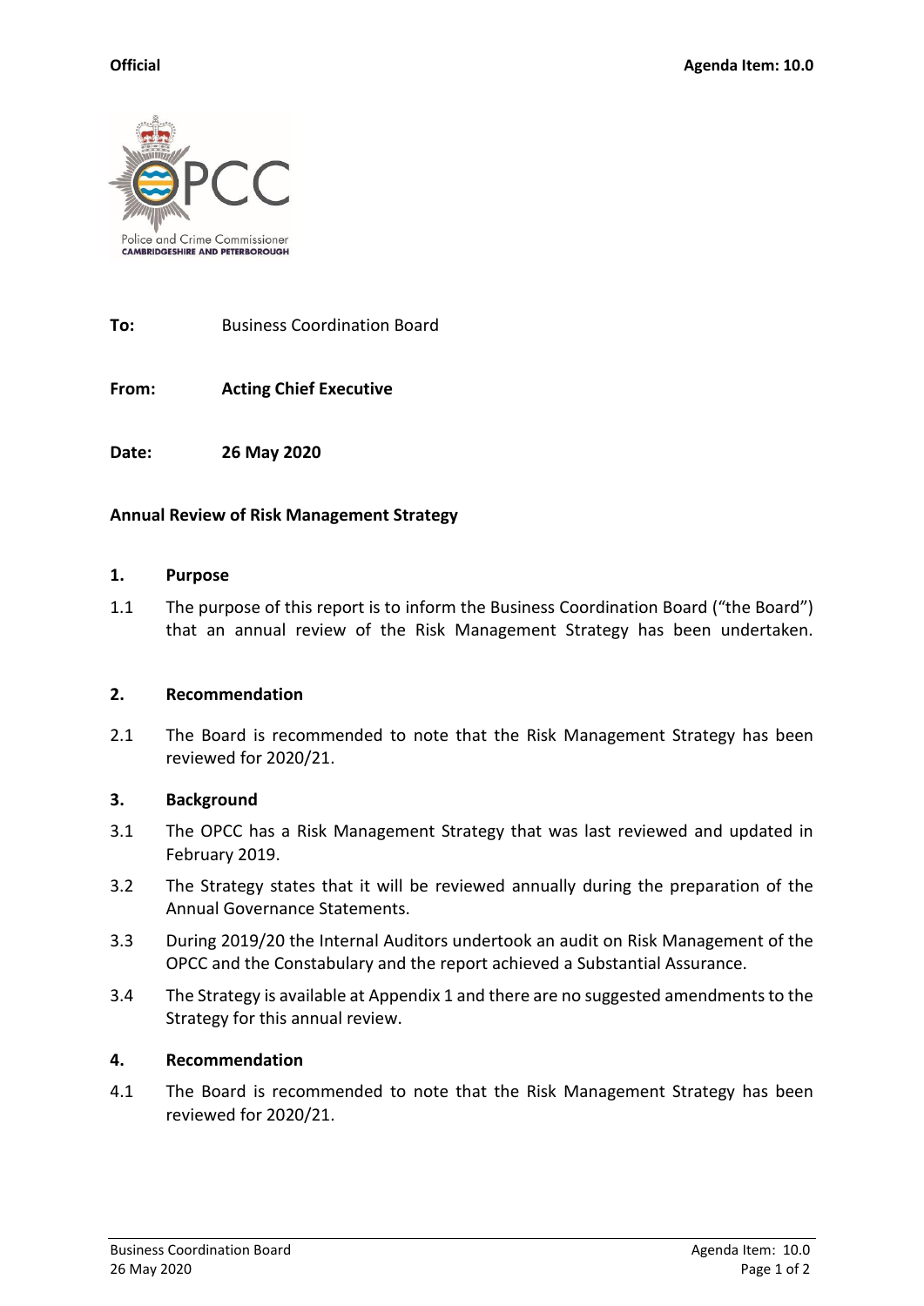**Official** **Agenda Item: 10.0**

Police and Crime Commissioner
CAMBRIDGESHIRE AND PETERBOROUGH

**To:** Business Coordination Board

**From:** **Acting Chief Executive**

**Date:** **26 May 2020**

**Annual Review of Risk Management Strategy**

**1. Purpose**

1.1 The purpose of this report is to inform the Business Coordination Board ("the Board") that an annual review of the Risk Management Strategy has been undertaken.

**2. Recommendation**

2.1 The Board is recommended to note that the Risk Management Strategy has been reviewed for 2020/21.

**3. Background**

3.1 The OPCC has a Risk Management Strategy that was last reviewed and updated in February 2019.

3.2 The Strategy states that it will be reviewed annually during the preparation of the Annual Governance Statements.

3.3 During 2019/20 the Internal Auditors undertook an audit on Risk Management of the OPCC and the Constabulary and the report achieved a Substantial Assurance.

3.4 The Strategy is available at Appendix 1 and there are no suggested amendments to the Strategy for this annual review.

**4. Recommendation**

4.1 The Board is recommended to note that the Risk Management Strategy has been reviewed for 2020/21.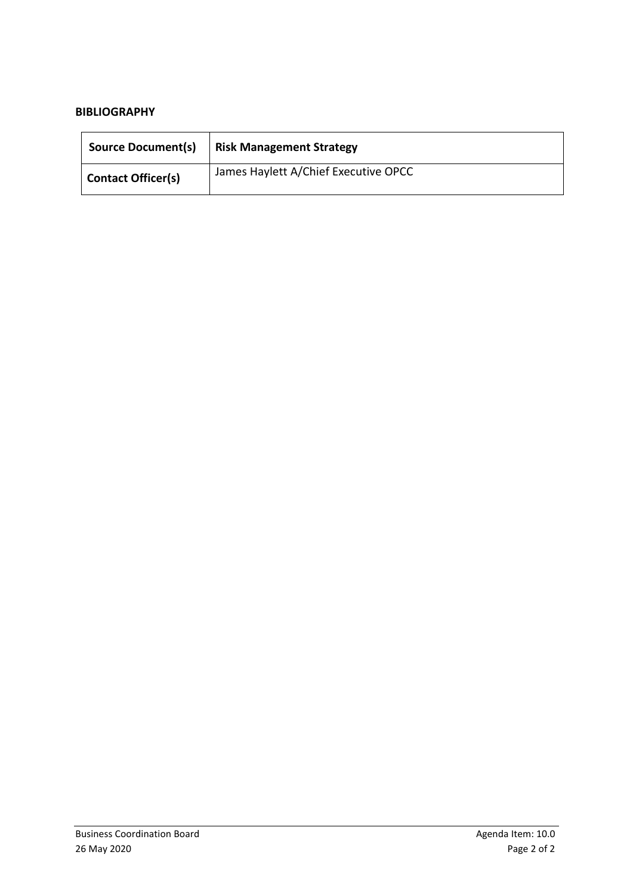**BIBLIOGRAPHY**

| | |
|---|---|
| **Source Document(s)** | **Risk Management Strategy** |
| **Contact Officer(s)** | James Haylett A/Chief Executive OPCC |